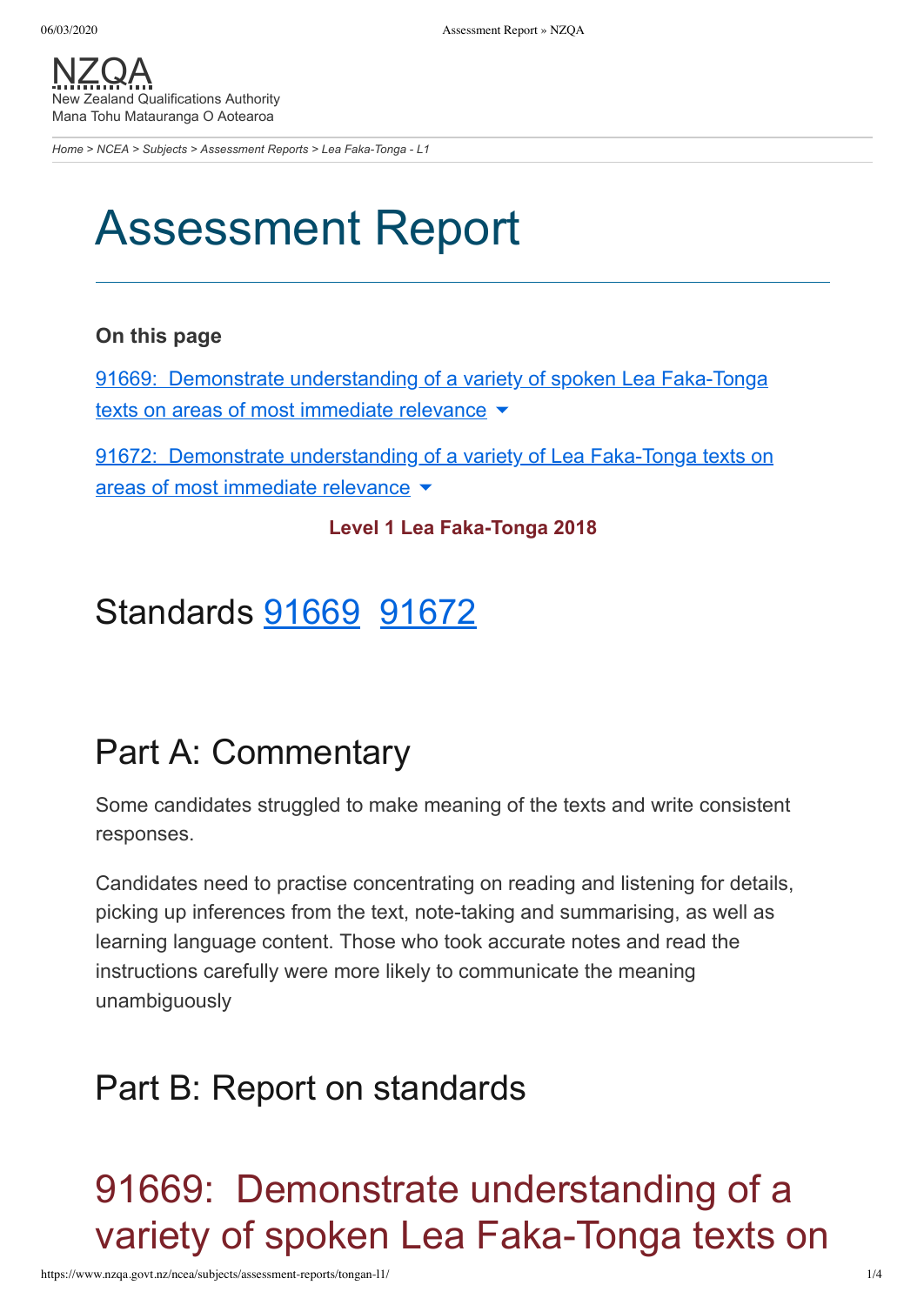NZQA
New Zealand Qualifications Authority
Mana Tohu Matauranga O Aotearoa

*Home > NCEA > Subjects > Assessment Reports > Lea Faka-Tonga - L1*

# Assessment Report

**On this page**

[91669: Demonstrate understanding of a variety of spoken Lea Faka-Tonga texts on areas of most immediate relevance]

[91672: Demonstrate understanding of a variety of Lea Faka-Tonga texts on areas of most immediate relevance]

**Level 1 Lea Faka-Tonga 2018**

## Standards [91669] [91672]

## Part A: Commentary

Some candidates struggled to make meaning of the texts and write consistent responses.

Candidates need to practise concentrating on reading and listening for details, picking up inferences from the text, note-taking and summarising, as well as learning language content. Those who took accurate notes and read the instructions carefully were more likely to communicate the meaning unambiguously

## Part B: Report on standards

# 91669: Demonstrate understanding of a variety of spoken Lea Faka-Tonga texts on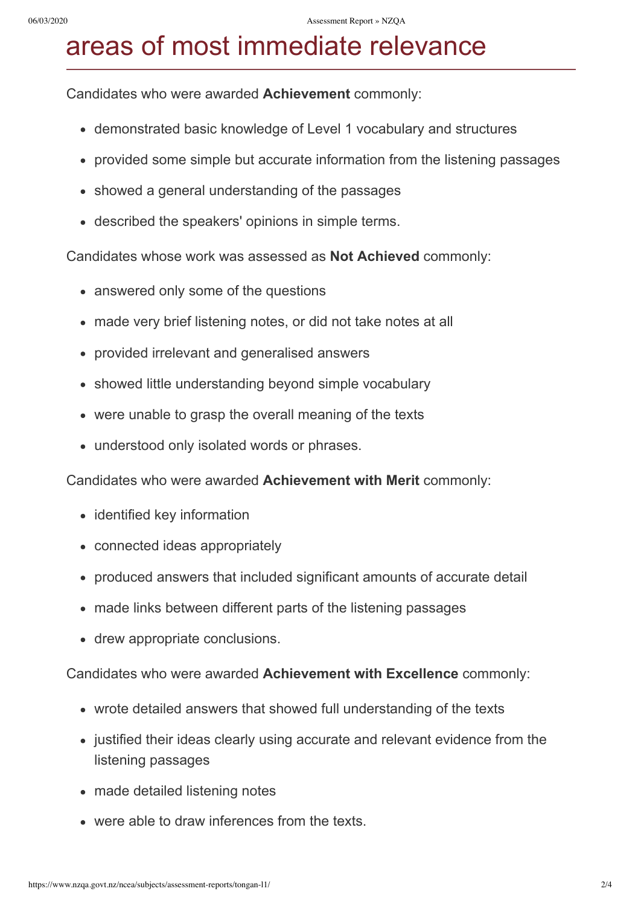# areas of most immediate relevance

Candidates who were awarded **Achievement** commonly:

- demonstrated basic knowledge of Level 1 vocabulary and structures
- provided some simple but accurate information from the listening passages
- showed a general understanding of the passages
- described the speakers' opinions in simple terms.

Candidates whose work was assessed as **Not Achieved** commonly:

- answered only some of the questions
- made very brief listening notes, or did not take notes at all
- provided irrelevant and generalised answers
- showed little understanding beyond simple vocabulary
- were unable to grasp the overall meaning of the texts
- understood only isolated words or phrases.

Candidates who were awarded **Achievement with Merit** commonly:

- identified key information
- connected ideas appropriately
- produced answers that included significant amounts of accurate detail
- made links between different parts of the listening passages
- drew appropriate conclusions.

Candidates who were awarded **Achievement with Excellence** commonly:

- wrote detailed answers that showed full understanding of the texts
- justified their ideas clearly using accurate and relevant evidence from the listening passages
- made detailed listening notes
- were able to draw inferences from the texts.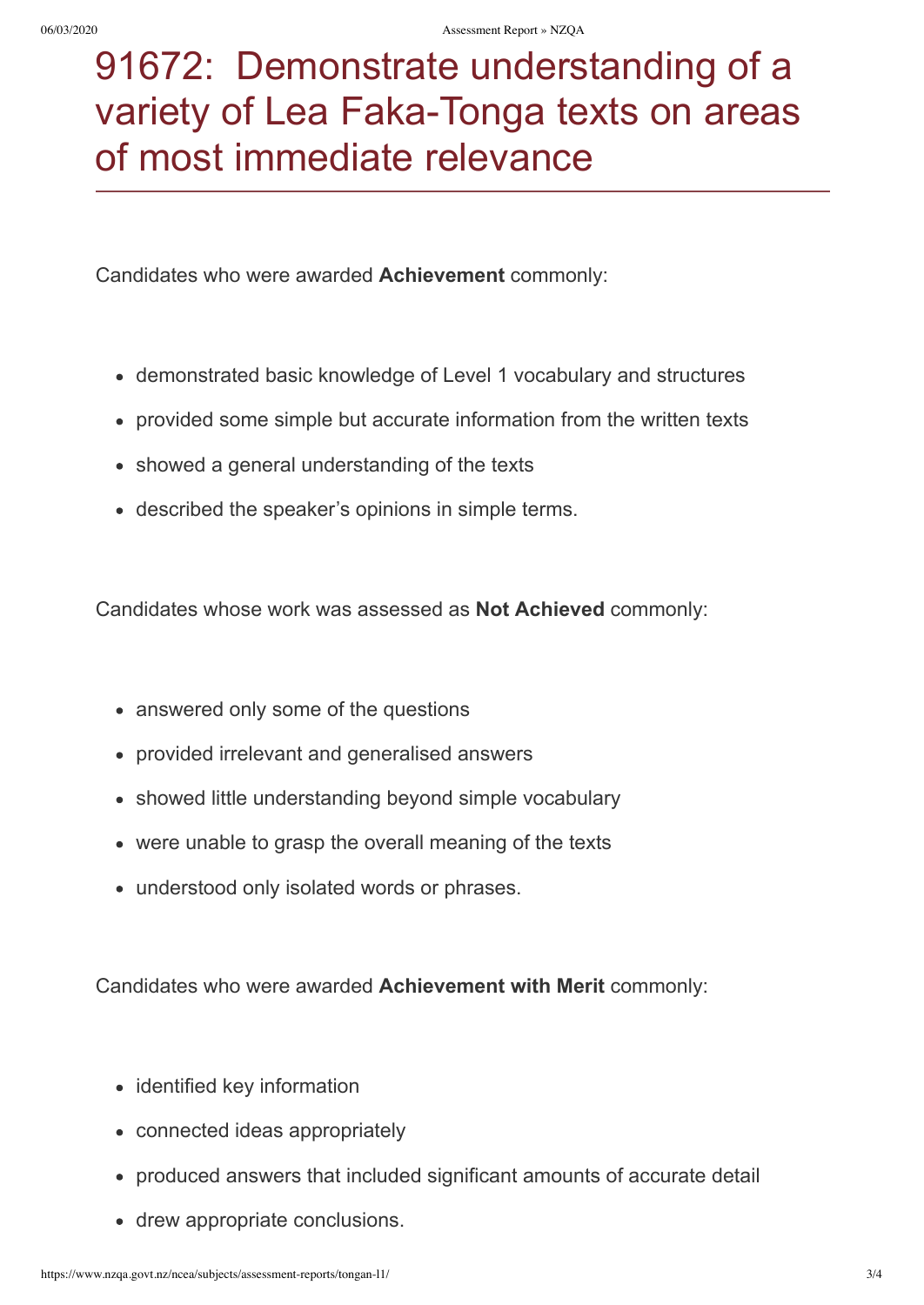# 91672: Demonstrate understanding of a variety of Lea Faka-Tonga texts on areas of most immediate relevance

Candidates who were awarded **Achievement** commonly:

- demonstrated basic knowledge of Level 1 vocabulary and structures
- provided some simple but accurate information from the written texts
- showed a general understanding of the texts
- described the speaker's opinions in simple terms.

Candidates whose work was assessed as **Not Achieved** commonly:

- answered only some of the questions
- provided irrelevant and generalised answers
- showed little understanding beyond simple vocabulary
- were unable to grasp the overall meaning of the texts
- understood only isolated words or phrases.

Candidates who were awarded **Achievement with Merit** commonly:

- identified key information
- connected ideas appropriately
- produced answers that included significant amounts of accurate detail
- drew appropriate conclusions.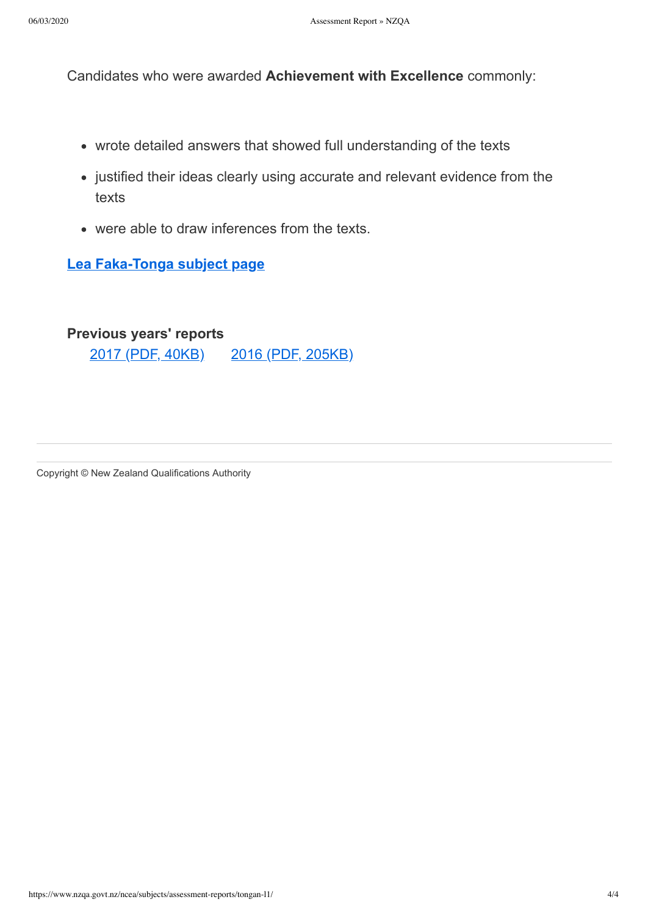Candidates who were awarded **Achievement with Excellence** commonly:

- wrote detailed answers that showed full understanding of the texts
- justified their ideas clearly using accurate and relevant evidence from the texts
- were able to draw inferences from the texts.

**Lea Faka-Tonga subject page**

**Previous years' reports**

2017 (PDF, 40KB) 2016 (PDF, 205KB)

Copyright © New Zealand Qualifications Authority